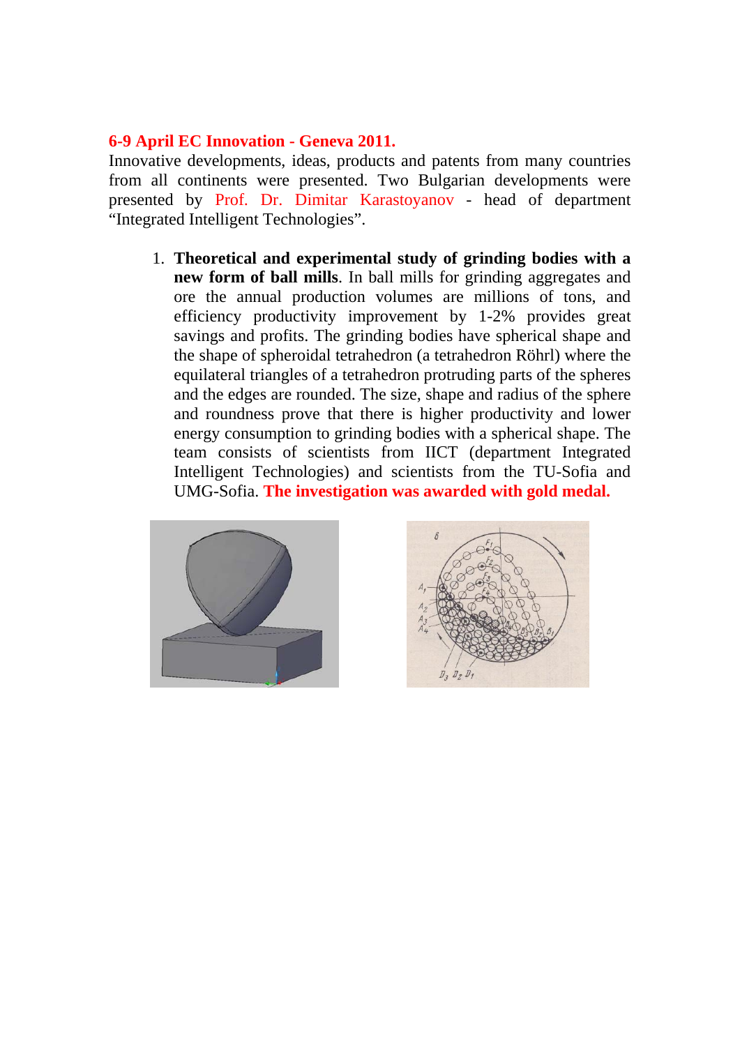## 6-9 April EC Innovation - Geneva 2011.

Innovative developments, ideas, products and patents from many countries from all continents were presented. Two Bulgarian developments were presented by Prof. Dr. Dimitar Karastoyanov - head of department "Integrated Intelligent Technologies".

1. **Theoretical and experimental study of grinding bodies with a new form of ball mills**. In ball mills for grinding aggregates and ore the annual production volumes are millions of tons, and efficiency productivity improvement by 1-2% provides great savings and profits. The grinding bodies have spherical shape and the shape of spheroidal tetrahedron (a tetrahedron Röhrl) where the equilateral triangles of a tetrahedron protruding parts of the spheres and the edges are rounded. The size, shape and radius of the sphere and roundness prove that there is higher productivity and lower energy consumption to grinding bodies with a spherical shape. The team consists of scientists from IICT (department Integrated Intelligent Technologies) and scientists from the TU-Sofia and UMG-Sofia. **The investigation was awarded with gold medal.**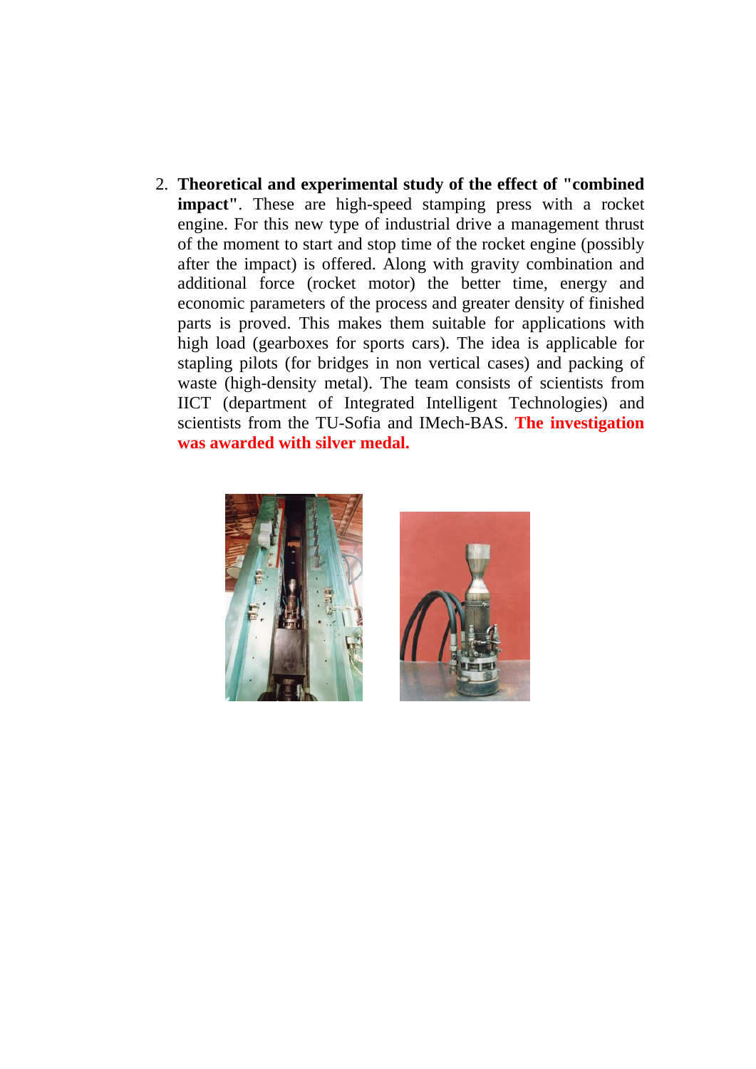2. **Theoretical and experimental study of the effect of "combined impact"**. These are high-speed stamping press with a rocket engine. For this new type of industrial drive a management thrust of the moment to start and stop time of the rocket engine (possibly after the impact) is offered. Along with gravity combination and additional force (rocket motor) the better time, energy and economic parameters of the process and greater density of finished parts is proved. This makes them suitable for applications with high load (gearboxes for sports cars). The idea is applicable for stapling pilots (for bridges in non vertical cases) and packing of waste (high-density metal). The team consists of scientists from IICT (department of Integrated Intelligent Technologies) and scientists from the TU-Sofia and IMech-BAS. **The investigation was awarded with silver medal.**